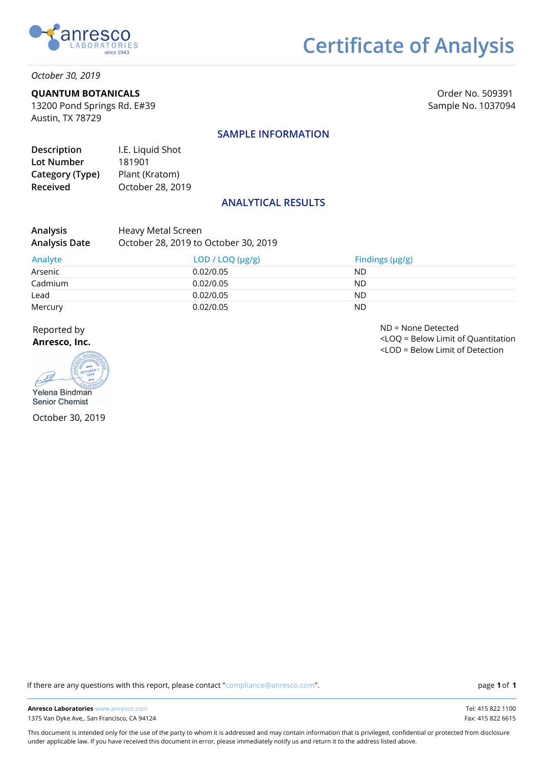anresco LABORATORIES since 1943

# Certificate of Analysis

*October 30, 2019*

**QUANTUM BOTANICALS**
13200 Pond Springs Rd. E#39
Austin, TX 78729

Order No. 509391
Sample No. 1037094

## SAMPLE INFORMATION

| | |
|---|---|
| **Description** | I.E. Liquid Shot |
| **Lot Number** | 181901 |
| **Category (Type)** | Plant (Kratom) |
| **Received** | October 28, 2019 |

## ANALYTICAL RESULTS

| | |
|---|---|
| **Analysis** | Heavy Metal Screen |
| **Analysis Date** | October 28, 2019 to October 30, 2019 |

| Analyte | LOD / LOQ (µg/g) | Findings (µg/g) |
|---|---|---|
| Arsenic | 0.02/0.05 | ND |
| Cadmium | 0.02/0.05 | ND |
| Lead | 0.02/0.05 | ND |
| Mercury | 0.02/0.05 | ND |

ND = None Detected
<LOQ = Below Limit of Quantitation
<LOD = Below Limit of Detection

Reported by
**Anresco, Inc.**

Yelena Bindman
Senior Chemist

October 30, 2019

If there are any questions with this report, please contact "compliance@anresco.com".

**Anresco Laboratories** www.anresco.com
1375 Van Dyke Ave,. San Francisco, CA 94124

Tel: 415 822 1100
Fax: 415 822 6615

This document is intended only for the use of the party to whom it is addressed and may contain information that is privileged, confidential or protected from disclosure under applicable law. If you have received this document in error, please immediately notify us and return it to the address listed above.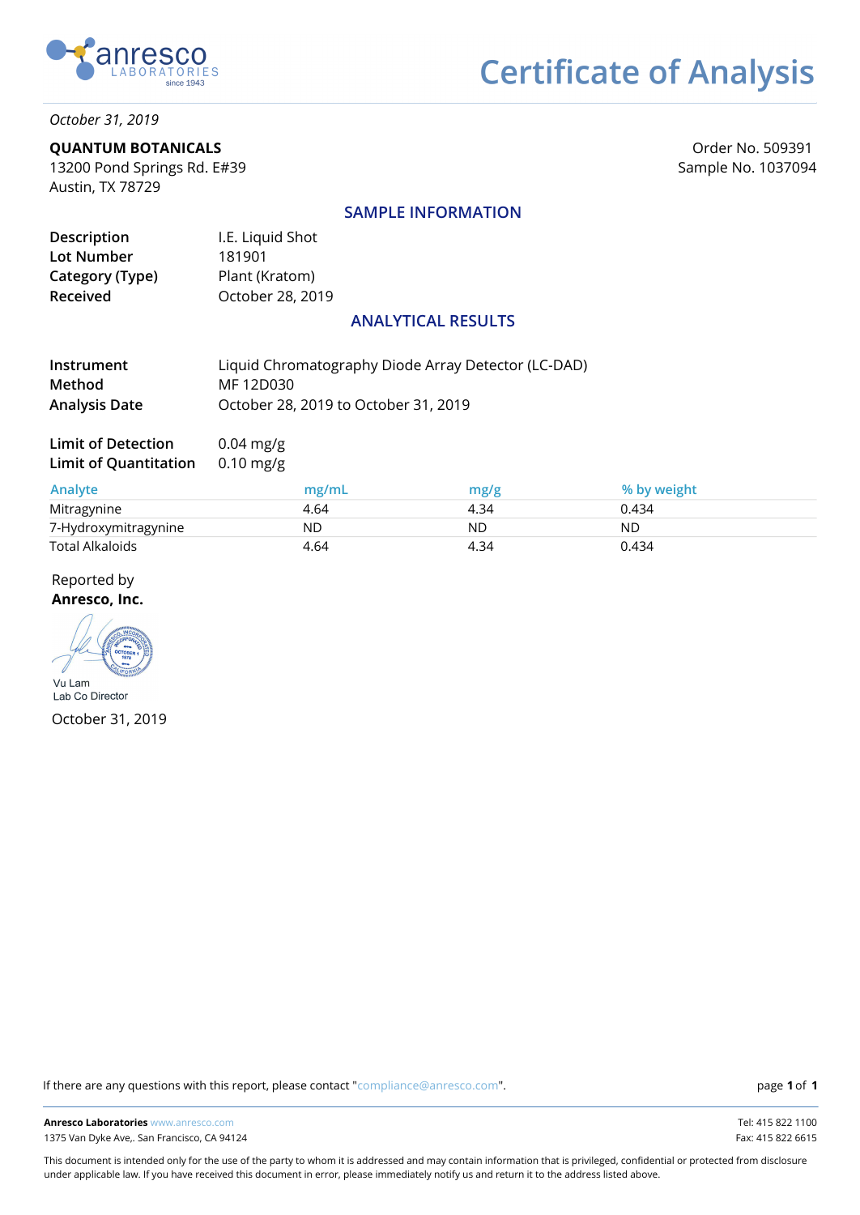anresco LABORATORIES since 1943

# Certificate of Analysis

*October 31, 2019*

**QUANTUM BOTANICALS**
13200 Pond Springs Rd. E#39
Austin, TX 78729

Order No. 509391
Sample No. 1037094

## SAMPLE INFORMATION

| | |
|---|---|
| **Description** | I.E. Liquid Shot |
| **Lot Number** | 181901 |
| **Category (Type)** | Plant (Kratom) |
| **Received** | October 28, 2019 |

## ANALYTICAL RESULTS

| | |
|---|---|
| **Instrument** | Liquid Chromatography Diode Array Detector (LC-DAD) |
| **Method** | MF 12D030 |
| **Analysis Date** | October 28, 2019 to October 31, 2019 |

| | |
|---|---|
| **Limit of Detection** | 0.04 mg/g |
| **Limit of Quantitation** | 0.10 mg/g |

| Analyte | mg/mL | mg/g | % by weight |
|---|---|---|---|
| Mitragynine | 4.64 | 4.34 | 0.434 |
| 7-Hydroxymitragynine | ND | ND | ND |
| Total Alkaloids | 4.64 | 4.34 | 0.434 |

Reported by
**Anresco, Inc.**

Vu Lam
Lab Co Director

October 31, 2019

If there are any questions with this report, please contact "compliance@anresco.com".

**Anresco Laboratories** www.anresco.com
1375 Van Dyke Ave,. San Francisco, CA 94124

Tel: 415 822 1100
Fax: 415 822 6615

This document is intended only for the use of the party to whom it is addressed and may contain information that is privileged, confidential or protected from disclosure under applicable law. If you have received this document in error, please immediately notify us and return it to the address listed above.